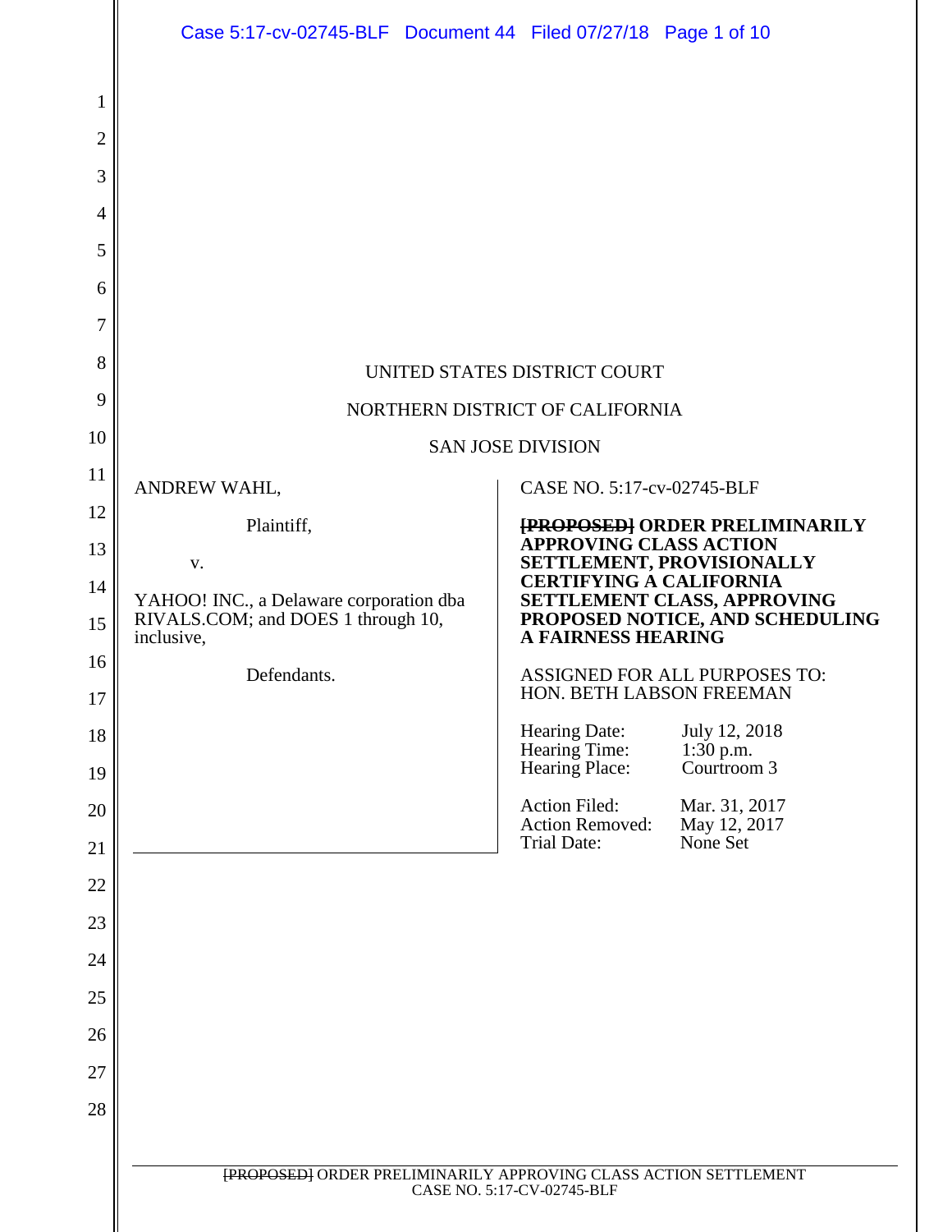UNITED STATES DISTRICT COURT

NORTHERN DISTRICT OF CALIFORNIA

SAN JOSE DIVISION

ANDREW WAHL,

Plaintiff,

v.

YAHOO! INC., a Delaware corporation dba RIVALS.COM; and DOES 1 through 10, inclusive,

Defendants.

CASE NO. 5:17-cv-02745-BLF

**~~[PROPOSED]~~ ORDER PRELIMINARILY APPROVING CLASS ACTION SETTLEMENT, PROVISIONALLY CERTIFYING A CALIFORNIA SETTLEMENT CLASS, APPROVING PROPOSED NOTICE, AND SCHEDULING A FAIRNESS HEARING**

ASSIGNED FOR ALL PURPOSES TO: HON. BETH LABSON FREEMAN

| | |
|---|---|
| Hearing Date: | July 12, 2018 |
| Hearing Time: | 1:30 p.m. |
| Hearing Place: | Courtroom 3 |

| | |
|---|---|
| Action Filed: | Mar. 31, 2017 |
| Action Removed: | May 12, 2017 |
| Trial Date: | None Set |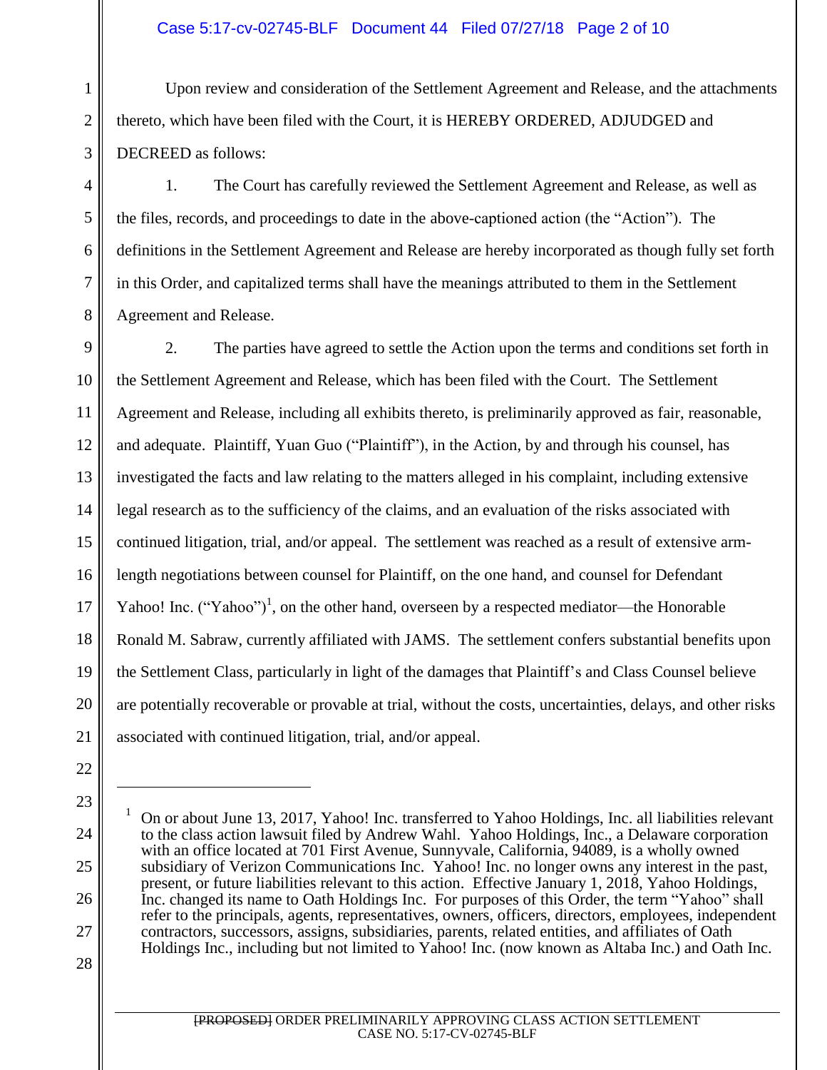Upon review and consideration of the Settlement Agreement and Release, and the attachments thereto, which have been filed with the Court, it is HEREBY ORDERED, ADJUDGED and DECREED as follows:

1. The Court has carefully reviewed the Settlement Agreement and Release, as well as the files, records, and proceedings to date in the above-captioned action (the "Action"). The definitions in the Settlement Agreement and Release are hereby incorporated as though fully set forth in this Order, and capitalized terms shall have the meanings attributed to them in the Settlement Agreement and Release.

2. The parties have agreed to settle the Action upon the terms and conditions set forth in the Settlement Agreement and Release, which has been filed with the Court. The Settlement Agreement and Release, including all exhibits thereto, is preliminarily approved as fair, reasonable, and adequate. Plaintiff, Yuan Guo ("Plaintiff"), in the Action, by and through his counsel, has investigated the facts and law relating to the matters alleged in his complaint, including extensive legal research as to the sufficiency of the claims, and an evaluation of the risks associated with continued litigation, trial, and/or appeal. The settlement was reached as a result of extensive arm-length negotiations between counsel for Plaintiff, on the one hand, and counsel for Defendant Yahoo! Inc. ("Yahoo")[1], on the other hand, overseen by a respected mediator—the Honorable Ronald M. Sabraw, currently affiliated with JAMS. The settlement confers substantial benefits upon the Settlement Class, particularly in light of the damages that Plaintiff's and Class Counsel believe are potentially recoverable or provable at trial, without the costs, uncertainties, delays, and other risks associated with continued litigation, trial, and/or appeal.

---

[1] On or about June 13, 2017, Yahoo! Inc. transferred to Yahoo Holdings, Inc. all liabilities relevant to the class action lawsuit filed by Andrew Wahl. Yahoo Holdings, Inc., a Delaware corporation with an office located at 701 First Avenue, Sunnyvale, California, 94089, is a wholly owned subsidiary of Verizon Communications Inc. Yahoo! Inc. no longer owns any interest in the past, present, or future liabilities relevant to this action. Effective January 1, 2018, Yahoo Holdings, Inc. changed its name to Oath Holdings Inc. For purposes of this Order, the term "Yahoo" shall refer to the principals, agents, representatives, owners, officers, directors, employees, independent contractors, successors, assigns, subsidiaries, parents, related entities, and affiliates of Oath Holdings Inc., including but not limited to Yahoo! Inc. (now known as Altaba Inc.) and Oath Inc.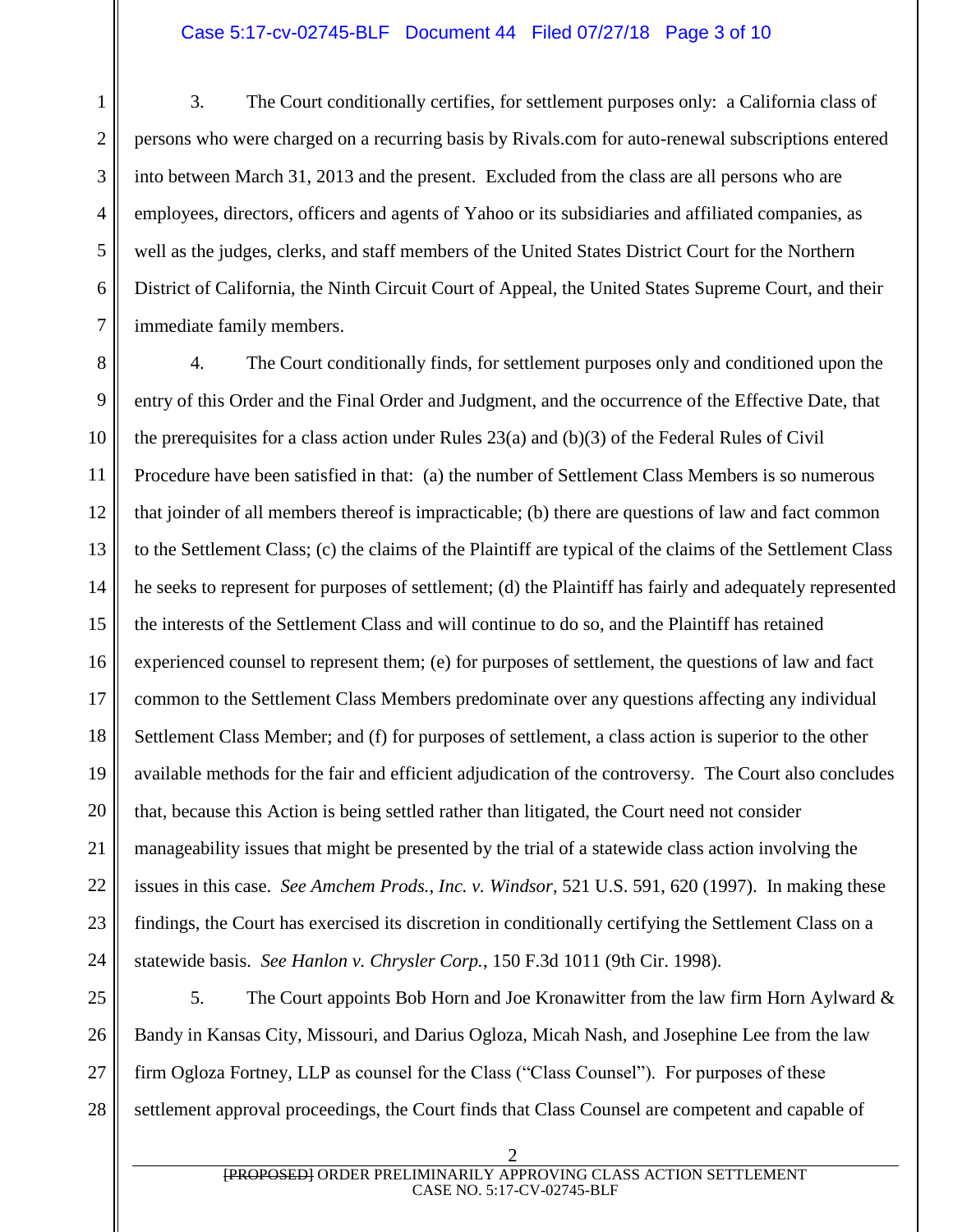3. The Court conditionally certifies, for settlement purposes only: a California class of persons who were charged on a recurring basis by Rivals.com for auto-renewal subscriptions entered into between March 31, 2013 and the present. Excluded from the class are all persons who are employees, directors, officers and agents of Yahoo or its subsidiaries and affiliated companies, as well as the judges, clerks, and staff members of the United States District Court for the Northern District of California, the Ninth Circuit Court of Appeal, the United States Supreme Court, and their immediate family members.

4. The Court conditionally finds, for settlement purposes only and conditioned upon the entry of this Order and the Final Order and Judgment, and the occurrence of the Effective Date, that the prerequisites for a class action under Rules 23(a) and (b)(3) of the Federal Rules of Civil Procedure have been satisfied in that: (a) the number of Settlement Class Members is so numerous that joinder of all members thereof is impracticable; (b) there are questions of law and fact common to the Settlement Class; (c) the claims of the Plaintiff are typical of the claims of the Settlement Class he seeks to represent for purposes of settlement; (d) the Plaintiff has fairly and adequately represented the interests of the Settlement Class and will continue to do so, and the Plaintiff has retained experienced counsel to represent them; (e) for purposes of settlement, the questions of law and fact common to the Settlement Class Members predominate over any questions affecting any individual Settlement Class Member; and (f) for purposes of settlement, a class action is superior to the other available methods for the fair and efficient adjudication of the controversy. The Court also concludes that, because this Action is being settled rather than litigated, the Court need not consider manageability issues that might be presented by the trial of a statewide class action involving the issues in this case. *See Amchem Prods., Inc. v. Windsor*, 521 U.S. 591, 620 (1997). In making these findings, the Court has exercised its discretion in conditionally certifying the Settlement Class on a statewide basis. *See Hanlon v. Chrysler Corp.*, 150 F.3d 1011 (9th Cir. 1998).

5. The Court appoints Bob Horn and Joe Kronawitter from the law firm Horn Aylward & Bandy in Kansas City, Missouri, and Darius Ogloza, Micah Nash, and Josephine Lee from the law firm Ogloza Fortney, LLP as counsel for the Class ("Class Counsel"). For purposes of these settlement approval proceedings, the Court finds that Class Counsel are competent and capable of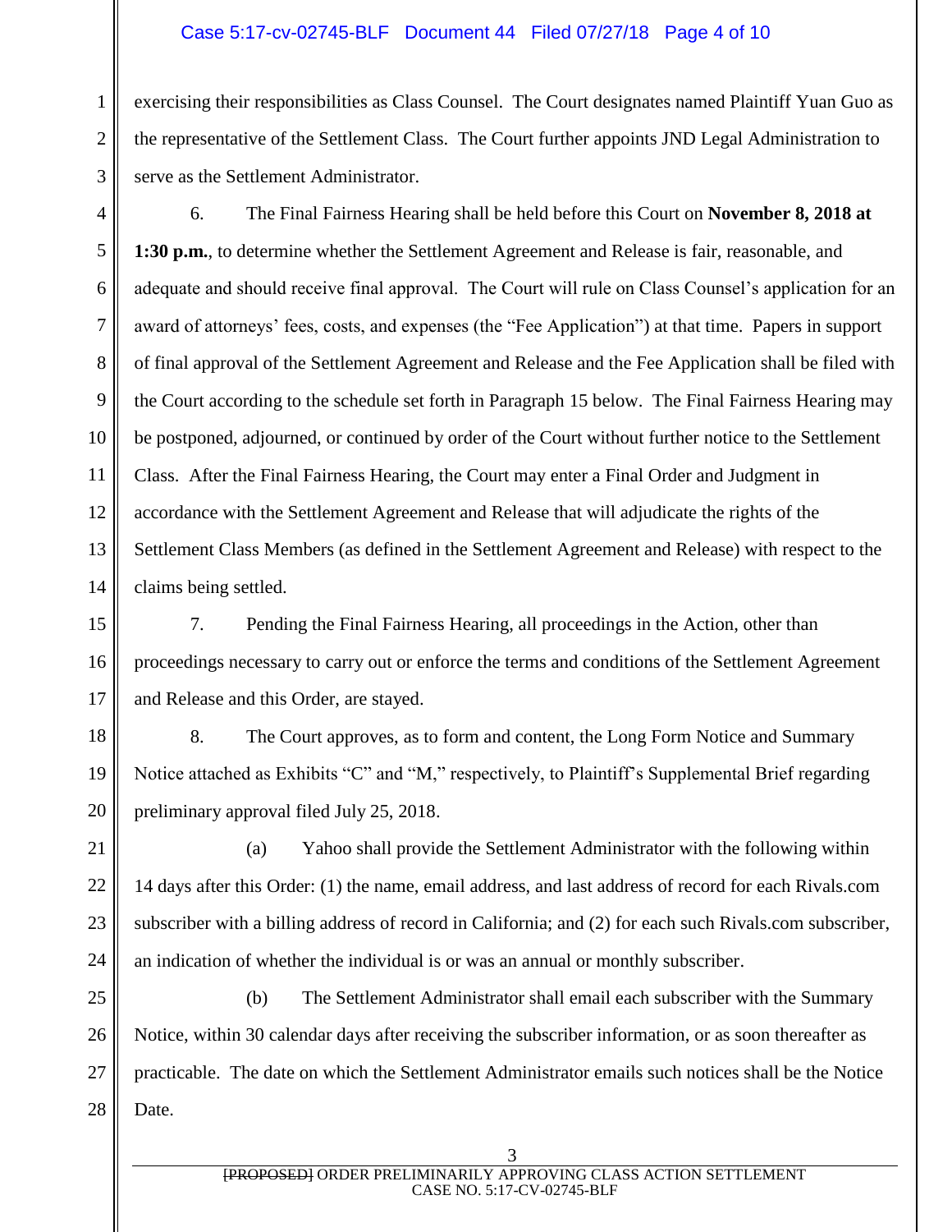exercising their responsibilities as Class Counsel. The Court designates named Plaintiff Yuan Guo as the representative of the Settlement Class. The Court further appoints JND Legal Administration to serve as the Settlement Administrator.

6. The Final Fairness Hearing shall be held before this Court on **November 8, 2018 at 1:30 p.m.**, to determine whether the Settlement Agreement and Release is fair, reasonable, and adequate and should receive final approval. The Court will rule on Class Counsel's application for an award of attorneys' fees, costs, and expenses (the "Fee Application") at that time. Papers in support of final approval of the Settlement Agreement and Release and the Fee Application shall be filed with the Court according to the schedule set forth in Paragraph 15 below. The Final Fairness Hearing may be postponed, adjourned, or continued by order of the Court without further notice to the Settlement Class. After the Final Fairness Hearing, the Court may enter a Final Order and Judgment in accordance with the Settlement Agreement and Release that will adjudicate the rights of the Settlement Class Members (as defined in the Settlement Agreement and Release) with respect to the claims being settled.

7. Pending the Final Fairness Hearing, all proceedings in the Action, other than proceedings necessary to carry out or enforce the terms and conditions of the Settlement Agreement and Release and this Order, are stayed.

8. The Court approves, as to form and content, the Long Form Notice and Summary Notice attached as Exhibits "C" and "M," respectively, to Plaintiff's Supplemental Brief regarding preliminary approval filed July 25, 2018.

(a) Yahoo shall provide the Settlement Administrator with the following within 14 days after this Order: (1) the name, email address, and last address of record for each Rivals.com subscriber with a billing address of record in California; and (2) for each such Rivals.com subscriber, an indication of whether the individual is or was an annual or monthly subscriber.

(b) The Settlement Administrator shall email each subscriber with the Summary Notice, within 30 calendar days after receiving the subscriber information, or as soon thereafter as practicable. The date on which the Settlement Administrator emails such notices shall be the Notice Date.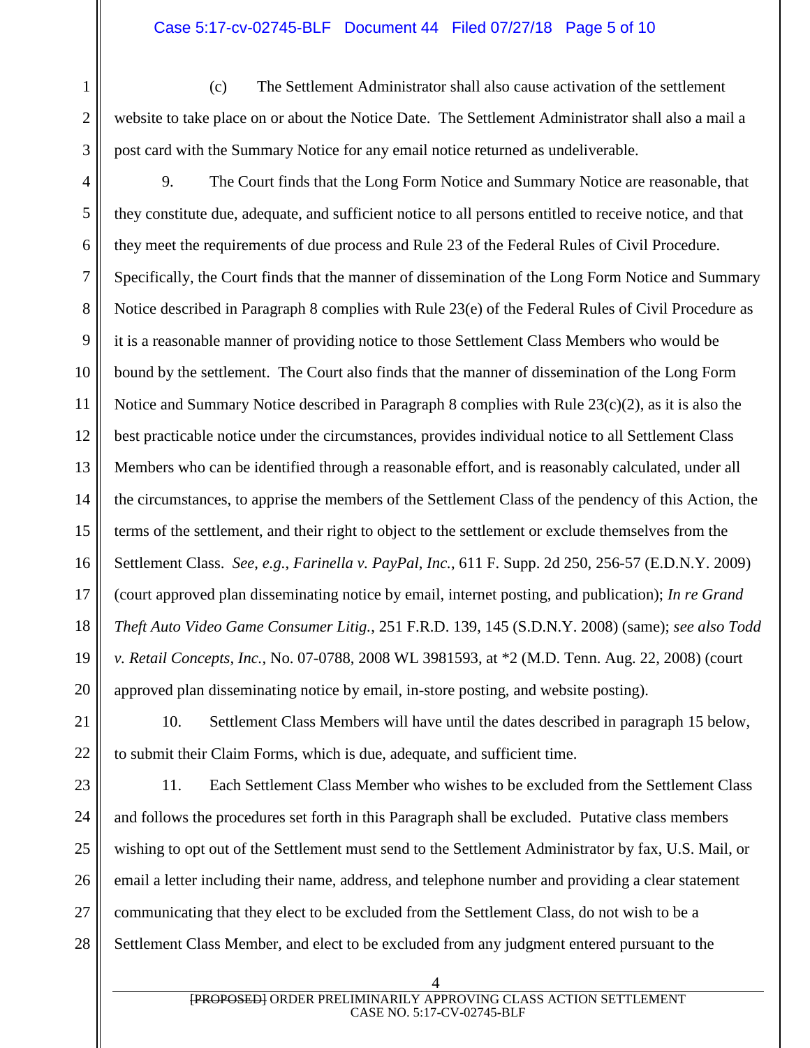(c) The Settlement Administrator shall also cause activation of the settlement website to take place on or about the Notice Date. The Settlement Administrator shall also a mail a post card with the Summary Notice for any email notice returned as undeliverable.

9. The Court finds that the Long Form Notice and Summary Notice are reasonable, that they constitute due, adequate, and sufficient notice to all persons entitled to receive notice, and that they meet the requirements of due process and Rule 23 of the Federal Rules of Civil Procedure. Specifically, the Court finds that the manner of dissemination of the Long Form Notice and Summary Notice described in Paragraph 8 complies with Rule 23(e) of the Federal Rules of Civil Procedure as it is a reasonable manner of providing notice to those Settlement Class Members who would be bound by the settlement. The Court also finds that the manner of dissemination of the Long Form Notice and Summary Notice described in Paragraph 8 complies with Rule 23(c)(2), as it is also the best practicable notice under the circumstances, provides individual notice to all Settlement Class Members who can be identified through a reasonable effort, and is reasonably calculated, under all the circumstances, to apprise the members of the Settlement Class of the pendency of this Action, the terms of the settlement, and their right to object to the settlement or exclude themselves from the Settlement Class. *See, e.g.*, *Farinella v. PayPal, Inc.*, 611 F. Supp. 2d 250, 256-57 (E.D.N.Y. 2009) (court approved plan disseminating notice by email, internet posting, and publication); *In re Grand Theft Auto Video Game Consumer Litig.*, 251 F.R.D. 139, 145 (S.D.N.Y. 2008) (same); *see also Todd v. Retail Concepts, Inc.*, No. 07-0788, 2008 WL 3981593, at *2 (M.D. Tenn. Aug. 22, 2008) (court approved plan disseminating notice by email, in-store posting, and website posting).

10. Settlement Class Members will have until the dates described in paragraph 15 below, to submit their Claim Forms, which is due, adequate, and sufficient time.

11. Each Settlement Class Member who wishes to be excluded from the Settlement Class and follows the procedures set forth in this Paragraph shall be excluded. Putative class members wishing to opt out of the Settlement must send to the Settlement Administrator by fax, U.S. Mail, or email a letter including their name, address, and telephone number and providing a clear statement communicating that they elect to be excluded from the Settlement Class, do not wish to be a Settlement Class Member, and elect to be excluded from any judgment entered pursuant to the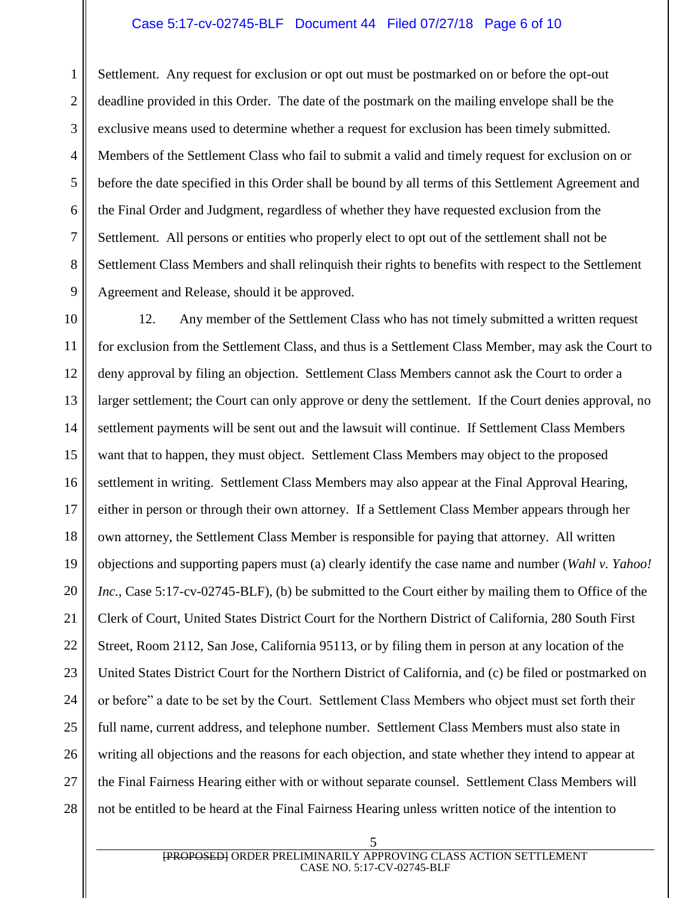Settlement. Any request for exclusion or opt out must be postmarked on or before the opt-out deadline provided in this Order. The date of the postmark on the mailing envelope shall be the exclusive means used to determine whether a request for exclusion has been timely submitted. Members of the Settlement Class who fail to submit a valid and timely request for exclusion on or before the date specified in this Order shall be bound by all terms of this Settlement Agreement and the Final Order and Judgment, regardless of whether they have requested exclusion from the Settlement. All persons or entities who properly elect to opt out of the settlement shall not be Settlement Class Members and shall relinquish their rights to benefits with respect to the Settlement Agreement and Release, should it be approved.

12. Any member of the Settlement Class who has not timely submitted a written request for exclusion from the Settlement Class, and thus is a Settlement Class Member, may ask the Court to deny approval by filing an objection. Settlement Class Members cannot ask the Court to order a larger settlement; the Court can only approve or deny the settlement. If the Court denies approval, no settlement payments will be sent out and the lawsuit will continue. If Settlement Class Members want that to happen, they must object. Settlement Class Members may object to the proposed settlement in writing. Settlement Class Members may also appear at the Final Approval Hearing, either in person or through their own attorney. If a Settlement Class Member appears through her own attorney, the Settlement Class Member is responsible for paying that attorney. All written objections and supporting papers must (a) clearly identify the case name and number (*Wahl v. Yahoo! Inc.*, Case 5:17-cv-02745-BLF), (b) be submitted to the Court either by mailing them to Office of the Clerk of Court, United States District Court for the Northern District of California, 280 South First Street, Room 2112, San Jose, California 95113, or by filing them in person at any location of the United States District Court for the Northern District of California, and (c) be filed or postmarked on or before" a date to be set by the Court. Settlement Class Members who object must set forth their full name, current address, and telephone number. Settlement Class Members must also state in writing all objections and the reasons for each objection, and state whether they intend to appear at the Final Fairness Hearing either with or without separate counsel. Settlement Class Members will not be entitled to be heard at the Final Fairness Hearing unless written notice of the intention to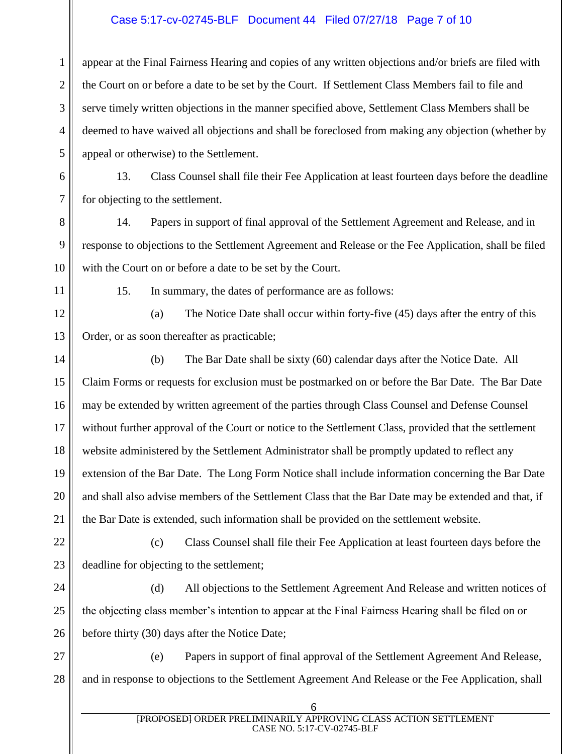appear at the Final Fairness Hearing and copies of any written objections and/or briefs are filed with the Court on or before a date to be set by the Court. If Settlement Class Members fail to file and serve timely written objections in the manner specified above, Settlement Class Members shall be deemed to have waived all objections and shall be foreclosed from making any objection (whether by appeal or otherwise) to the Settlement.

13. Class Counsel shall file their Fee Application at least fourteen days before the deadline for objecting to the settlement.

14. Papers in support of final approval of the Settlement Agreement and Release, and in response to objections to the Settlement Agreement and Release or the Fee Application, shall be filed with the Court on or before a date to be set by the Court.

15. In summary, the dates of performance are as follows:

(a) The Notice Date shall occur within forty-five (45) days after the entry of this Order, or as soon thereafter as practicable;

(b) The Bar Date shall be sixty (60) calendar days after the Notice Date. All Claim Forms or requests for exclusion must be postmarked on or before the Bar Date. The Bar Date may be extended by written agreement of the parties through Class Counsel and Defense Counsel without further approval of the Court or notice to the Settlement Class, provided that the settlement website administered by the Settlement Administrator shall be promptly updated to reflect any extension of the Bar Date. The Long Form Notice shall include information concerning the Bar Date and shall also advise members of the Settlement Class that the Bar Date may be extended and that, if the Bar Date is extended, such information shall be provided on the settlement website.

(c) Class Counsel shall file their Fee Application at least fourteen days before the deadline for objecting to the settlement;

(d) All objections to the Settlement Agreement And Release and written notices of the objecting class member's intention to appear at the Final Fairness Hearing shall be filed on or before thirty (30) days after the Notice Date;

(e) Papers in support of final approval of the Settlement Agreement And Release, and in response to objections to the Settlement Agreement And Release or the Fee Application, shall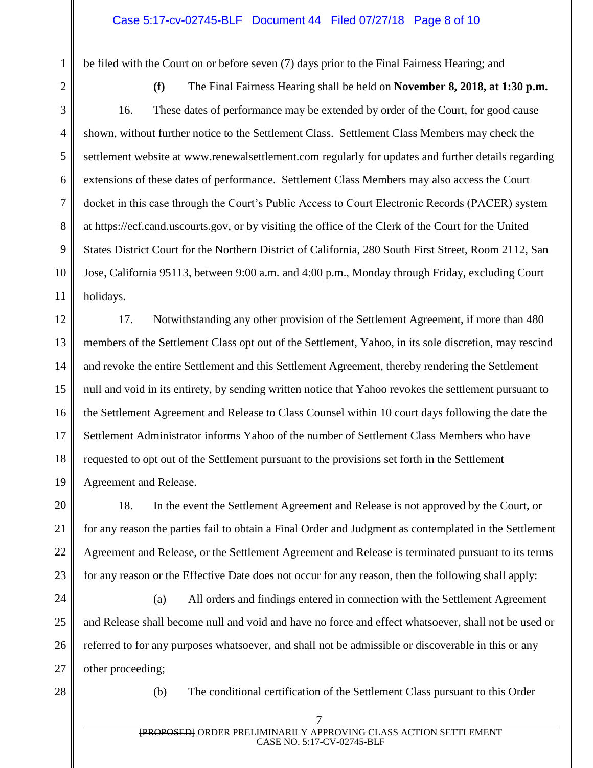be filed with the Court on or before seven (7) days prior to the Final Fairness Hearing; and

**(f)** The Final Fairness Hearing shall be held on **November 8, 2018, at 1:30 p.m.**

16. These dates of performance may be extended by order of the Court, for good cause shown, without further notice to the Settlement Class. Settlement Class Members may check the settlement website at www.renewalsettlement.com regularly for updates and further details regarding extensions of these dates of performance. Settlement Class Members may also access the Court docket in this case through the Court's Public Access to Court Electronic Records (PACER) system at https://ecf.cand.uscourts.gov, or by visiting the office of the Clerk of the Court for the United States District Court for the Northern District of California, 280 South First Street, Room 2112, San Jose, California 95113, between 9:00 a.m. and 4:00 p.m., Monday through Friday, excluding Court holidays.

17. Notwithstanding any other provision of the Settlement Agreement, if more than 480 members of the Settlement Class opt out of the Settlement, Yahoo, in its sole discretion, may rescind and revoke the entire Settlement and this Settlement Agreement, thereby rendering the Settlement null and void in its entirety, by sending written notice that Yahoo revokes the settlement pursuant to the Settlement Agreement and Release to Class Counsel within 10 court days following the date the Settlement Administrator informs Yahoo of the number of Settlement Class Members who have requested to opt out of the Settlement pursuant to the provisions set forth in the Settlement Agreement and Release.

18. In the event the Settlement Agreement and Release is not approved by the Court, or for any reason the parties fail to obtain a Final Order and Judgment as contemplated in the Settlement Agreement and Release, or the Settlement Agreement and Release is terminated pursuant to its terms for any reason or the Effective Date does not occur for any reason, then the following shall apply:

(a) All orders and findings entered in connection with the Settlement Agreement and Release shall become null and void and have no force and effect whatsoever, shall not be used or referred to for any purposes whatsoever, and shall not be admissible or discoverable in this or any other proceeding;

(b) The conditional certification of the Settlement Class pursuant to this Order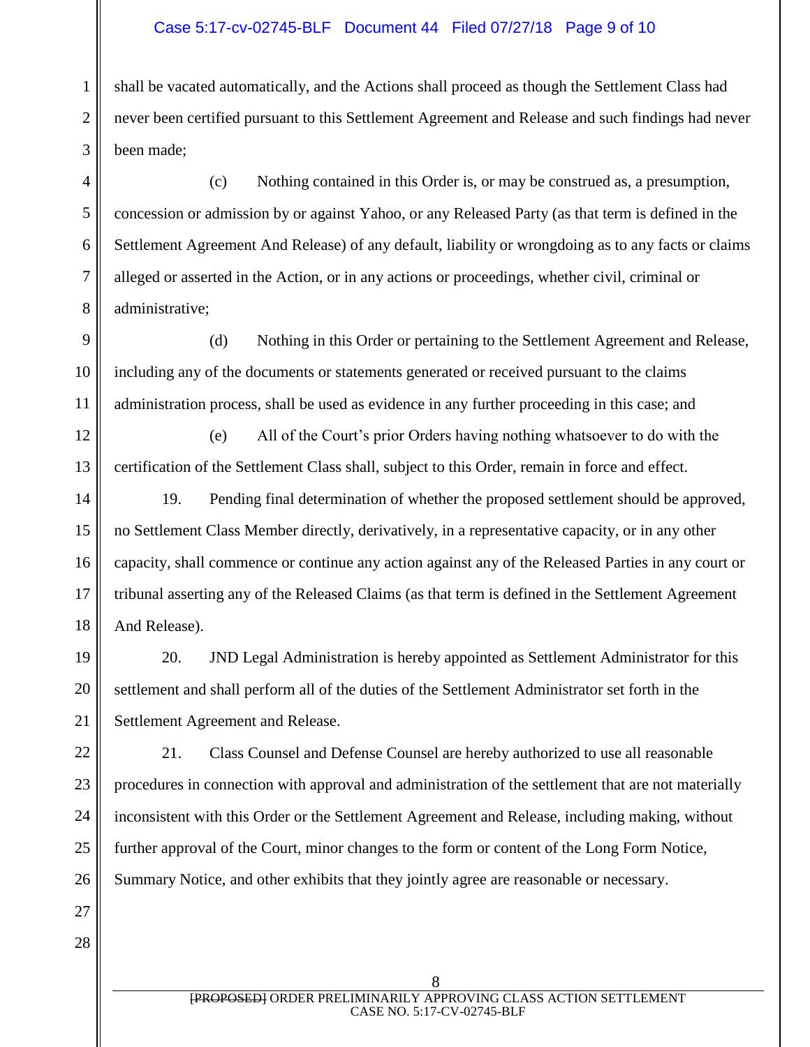shall be vacated automatically, and the Actions shall proceed as though the Settlement Class had never been certified pursuant to this Settlement Agreement and Release and such findings had never been made;

(c) Nothing contained in this Order is, or may be construed as, a presumption, concession or admission by or against Yahoo, or any Released Party (as that term is defined in the Settlement Agreement And Release) of any default, liability or wrongdoing as to any facts or claims alleged or asserted in the Action, or in any actions or proceedings, whether civil, criminal or administrative;

(d) Nothing in this Order or pertaining to the Settlement Agreement and Release, including any of the documents or statements generated or received pursuant to the claims administration process, shall be used as evidence in any further proceeding in this case; and

(e) All of the Court's prior Orders having nothing whatsoever to do with the certification of the Settlement Class shall, subject to this Order, remain in force and effect.

19. Pending final determination of whether the proposed settlement should be approved, no Settlement Class Member directly, derivatively, in a representative capacity, or in any other capacity, shall commence or continue any action against any of the Released Parties in any court or tribunal asserting any of the Released Claims (as that term is defined in the Settlement Agreement And Release).

20. JND Legal Administration is hereby appointed as Settlement Administrator for this settlement and shall perform all of the duties of the Settlement Administrator set forth in the Settlement Agreement and Release.

21. Class Counsel and Defense Counsel are hereby authorized to use all reasonable procedures in connection with approval and administration of the settlement that are not materially inconsistent with this Order or the Settlement Agreement and Release, including making, without further approval of the Court, minor changes to the form or content of the Long Form Notice, Summary Notice, and other exhibits that they jointly agree are reasonable or necessary.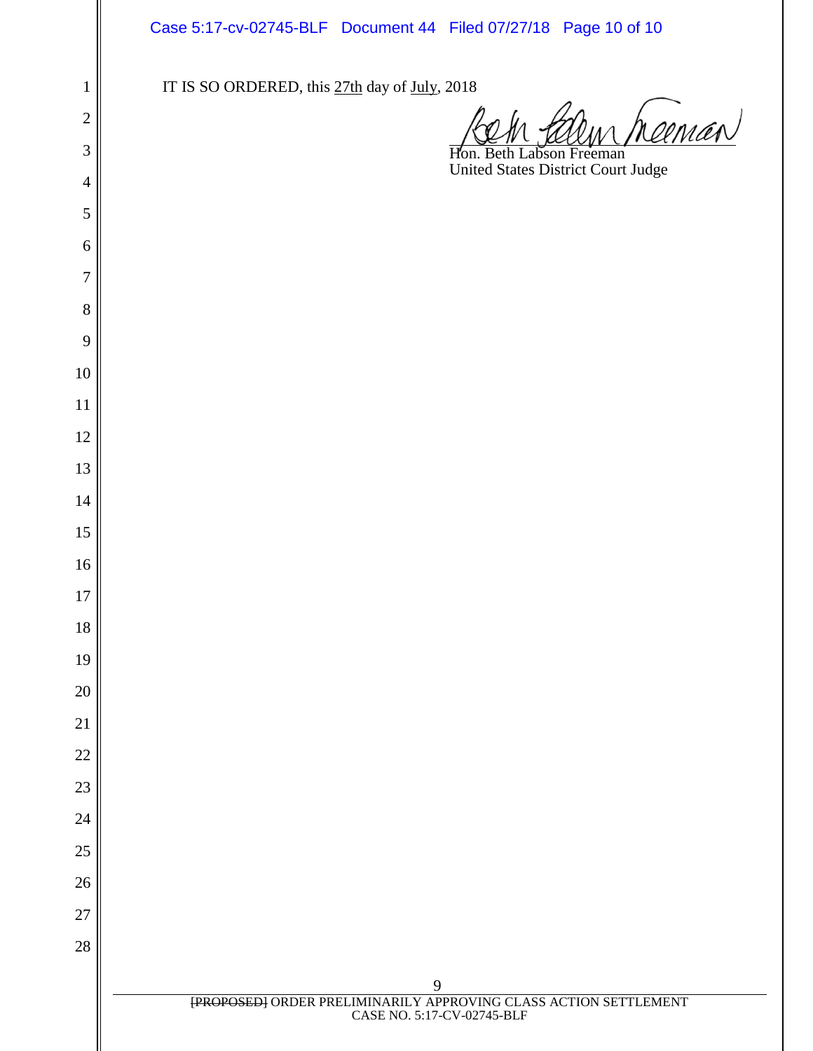IT IS SO ORDERED, this 27th day of July, 2018

Hon. Beth Labson Freeman
United States District Court Judge